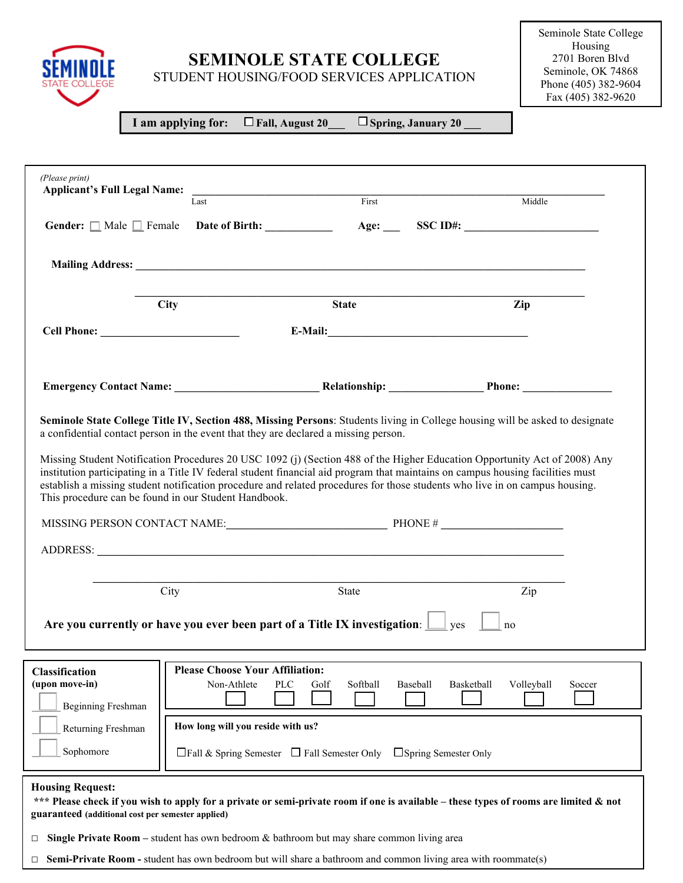# SEMINOLE STATE COLLEGE

STUDENT HOUSING/FOOD SERVICES APPLICATION

Seminole State College Housing
2701 Boren Blvd
Seminole, OK 74868
Phone (405) 382-9604
Fax (405) 382-9620

**I am applying for:** ☐ **Fall, August 20\_\_\_** ☐ **Spring, January 20 \_\_\_**

*(Please print)*
**Applicant's Full Legal Name:** \_\_\_\_\_\_\_\_\_\_\_\_\_\_\_\_\_\_\_\_\_\_\_\_\_\_\_\_\_\_\_\_\_\_\_\_\_\_\_\_\_\_\_\_\_\_\_\_\_\_\_\_\_\_\_\_\_\_\_\_
Last First Middle

**Gender:** ☐ Male ☐ Female **Date of Birth:** \_\_\_\_\_\_\_\_\_\_\_\_ **Age:** \_\_\_ **SSC ID#:** \_\_\_\_\_\_\_\_\_\_\_\_\_\_\_\_\_\_\_\_\_\_\_\_

**Mailing Address:** \_\_\_\_\_\_\_\_\_\_\_\_\_\_\_\_\_\_\_\_\_\_\_\_\_\_\_\_\_\_\_\_\_\_\_\_\_\_\_\_\_\_\_\_\_\_\_\_\_\_\_\_\_\_\_\_\_\_\_\_\_\_\_\_\_\_\_\_

\_\_\_\_\_\_\_\_\_\_\_\_\_\_\_\_\_\_\_\_\_\_\_\_\_\_\_\_\_\_\_\_\_\_\_\_\_\_\_\_\_\_\_\_\_\_\_\_\_\_\_\_\_\_\_\_\_\_\_\_\_\_\_\_\_\_\_\_
**City** **State** **Zip**

**Cell Phone:** \_\_\_\_\_\_\_\_\_\_\_\_\_\_\_\_\_\_\_\_\_\_\_\_ **E-Mail:**\_\_\_\_\_\_\_\_\_\_\_\_\_\_\_\_\_\_\_\_\_\_\_\_\_\_\_\_\_\_\_\_\_\_\_\_\_\_

**Emergency Contact Name:** \_\_\_\_\_\_\_\_\_\_\_\_\_\_\_\_\_\_\_\_\_\_\_\_\_ **Relationship:** \_\_\_\_\_\_\_\_\_\_\_\_\_\_\_\_ **Phone:** \_\_\_\_\_\_\_\_\_\_\_\_\_\_\_\_

**Seminole State College Title IV, Section 488, Missing Persons**: Students living in College housing will be asked to designate a confidential contact person in the event that they are declared a missing person.

Missing Student Notification Procedures 20 USC 1092 (j) (Section 488 of the Higher Education Opportunity Act of 2008) Any institution participating in a Title IV federal student financial aid program that maintains on campus housing facilities must establish a missing student notification procedure and related procedures for those students who live in on campus housing. This procedure can be found in our Student Handbook.

MISSING PERSON CONTACT NAME:\_\_\_\_\_\_\_\_\_\_\_\_\_\_\_\_\_\_\_\_\_\_\_\_\_\_\_\_ PHONE # \_\_\_\_\_\_\_\_\_\_\_\_\_\_\_\_\_\_\_\_\_\_

ADDRESS: \_\_\_\_\_\_\_\_\_\_\_\_\_\_\_\_\_\_\_\_\_\_\_\_\_\_\_\_\_\_\_\_\_\_\_\_\_\_\_\_\_\_\_\_\_\_\_\_\_\_\_\_\_\_\_\_\_\_\_\_\_\_\_\_\_\_\_\_\_\_\_\_\_\_\_\_

\_\_\_\_\_\_\_\_\_\_\_\_\_\_\_\_\_\_\_\_\_\_\_\_\_\_\_\_\_\_\_\_\_\_\_\_\_\_\_\_\_\_\_\_\_\_\_\_\_\_\_\_\_\_\_\_\_\_\_\_\_\_\_\_\_\_\_\_\_\_\_\_\_\_\_\_\_
City State Zip

**Are you currently or have you ever been part of a Title IX investigation**: ☐ yes ☐ no

**Classification (upon move-in)**

☐ Beginning Freshman
☐ Returning Freshman
☐ Sophomore

**Please Choose Your Affiliation:**

| Non-Athlete | PLC | Golf | Softball | Baseball | Basketball | Volleyball | Soccer |
|---|---|---|---|---|---|---|---|
| ☐ | ☐ | ☐ | ☐ | ☐ | ☐ | ☐ | ☐ |

**How long will you reside with us?**

☐ Fall & Spring Semester ☐ Fall Semester Only ☐ Spring Semester Only

**Housing Request:**

**\*\*\* Please check if you wish to apply for a private or semi-private room if one is available – these types of rooms are limited & not guaranteed** **(additional cost per semester applied)**

□ **Single Private Room** – student has own bedroom & bathroom but may share common living area

□ **Semi-Private Room -** student has own bedroom but will share a bathroom and common living area with roommate(s)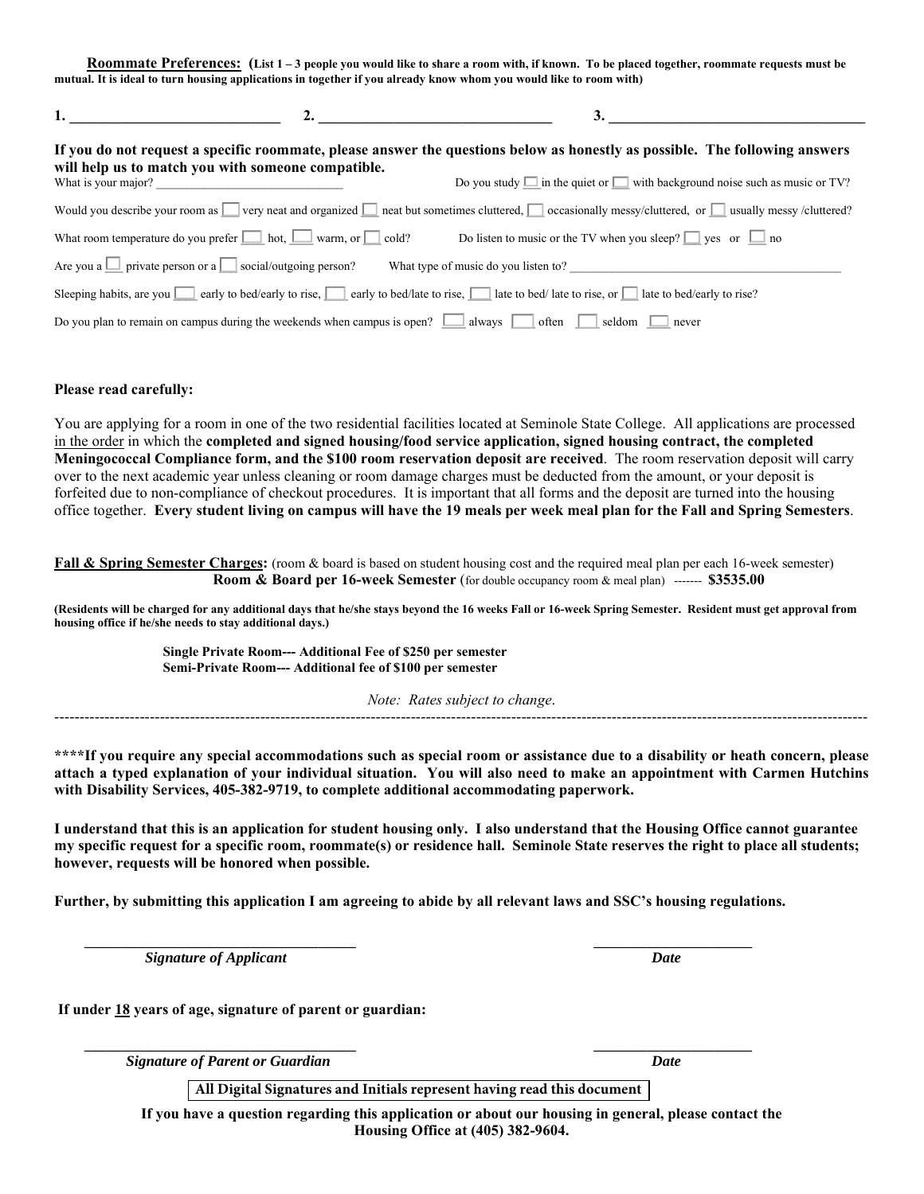**Roommate Preferences:** (**List 1 – 3 people you would like to share a room with, if known. To be placed together, roommate requests must be mutual. It is ideal to turn housing applications in together if you already know whom you would like to room with)**

**1.** ____________________________ **2.** ________________________________ **3.** ____________________________________

**If you do not request a specific roommate, please answer the questions below as honestly as possible. The following answers will help us to match you with someone compatible.**

What is your major? ______________________________ Do you study ☐ in the quiet or ☐ with background noise such as music or TV?

Would you describe your room as ☐ very neat and organized ☐ neat but sometimes cluttered, ☐ occasionally messy/cluttered, or ☐ usually messy /cluttered?

What room temperature do you prefer ☐ hot, ☐ warm, or ☐ cold? Do listen to music or the TV when you sleep? ☐ yes or ☐ no

Are you a ☐ private person or a ☐ social/outgoing person? What type of music do you listen to? ____________________________________________

Sleeping habits, are you ☐ early to bed/early to rise, ☐ early to bed/late to rise, ☐ late to bed/ late to rise, or ☐ late to bed/early to rise?

Do you plan to remain on campus during the weekends when campus is open? ☐ always ☐ often ☐ seldom ☐ never

**Please read carefully:**

You are applying for a room in one of the two residential facilities located at Seminole State College. All applications are processed in the order in which the **completed and signed housing/food service application, signed housing contract, the completed Meningococcal Compliance form, and the $100 room reservation deposit are received**. The room reservation deposit will carry over to the next academic year unless cleaning or room damage charges must be deducted from the amount, or your deposit is forfeited due to non-compliance of checkout procedures. It is important that all forms and the deposit are turned into the housing office together. **Every student living on campus will have the 19 meals per week meal plan for the Fall and Spring Semesters**.

**Fall & Spring Semester Charges:** (room & board is based on student housing cost and the required meal plan per each 16-week semester)

**Room & Board per 16-week Semester** (for double occupancy room & meal plan) ------- **$3535.00**

**(Residents will be charged for any additional days that he/she stays beyond the 16 weeks Fall or 16-week Spring Semester. Resident must get approval from housing office if he/she needs to stay additional days.)**

**Single Private Room--- Additional Fee of $250 per semester**
**Semi-Private Room--- Additional fee of $100 per semester**

*Note: Rates subject to change.*

---

**\*\*\*\*If you require any special accommodations such as special room or assistance due to a disability or heath concern, please attach a typed explanation of your individual situation. You will also need to make an appointment with Carmen Hutchins with Disability Services, 405-382-9719, to complete additional accommodating paperwork.**

**I understand that this is an application for student housing only. I also understand that the Housing Office cannot guarantee my specific request for a specific room, roommate(s) or residence hall. Seminole State reserves the right to place all students; however, requests will be honored when possible.**

**Further, by submitting this application I am agreeing to abide by all relevant laws and SSC's housing regulations.**

___________________________________ ____________________
***Signature of Applicant*** ***Date***

**If under 18 years of age, signature of parent or guardian:**

___________________________________ ____________________
***Signature of Parent or Guardian*** ***Date***

**All Digital Signatures and Initials represent having read this document**

**If you have a question regarding this application or about our housing in general, please contact the Housing Office at (405) 382-9604.**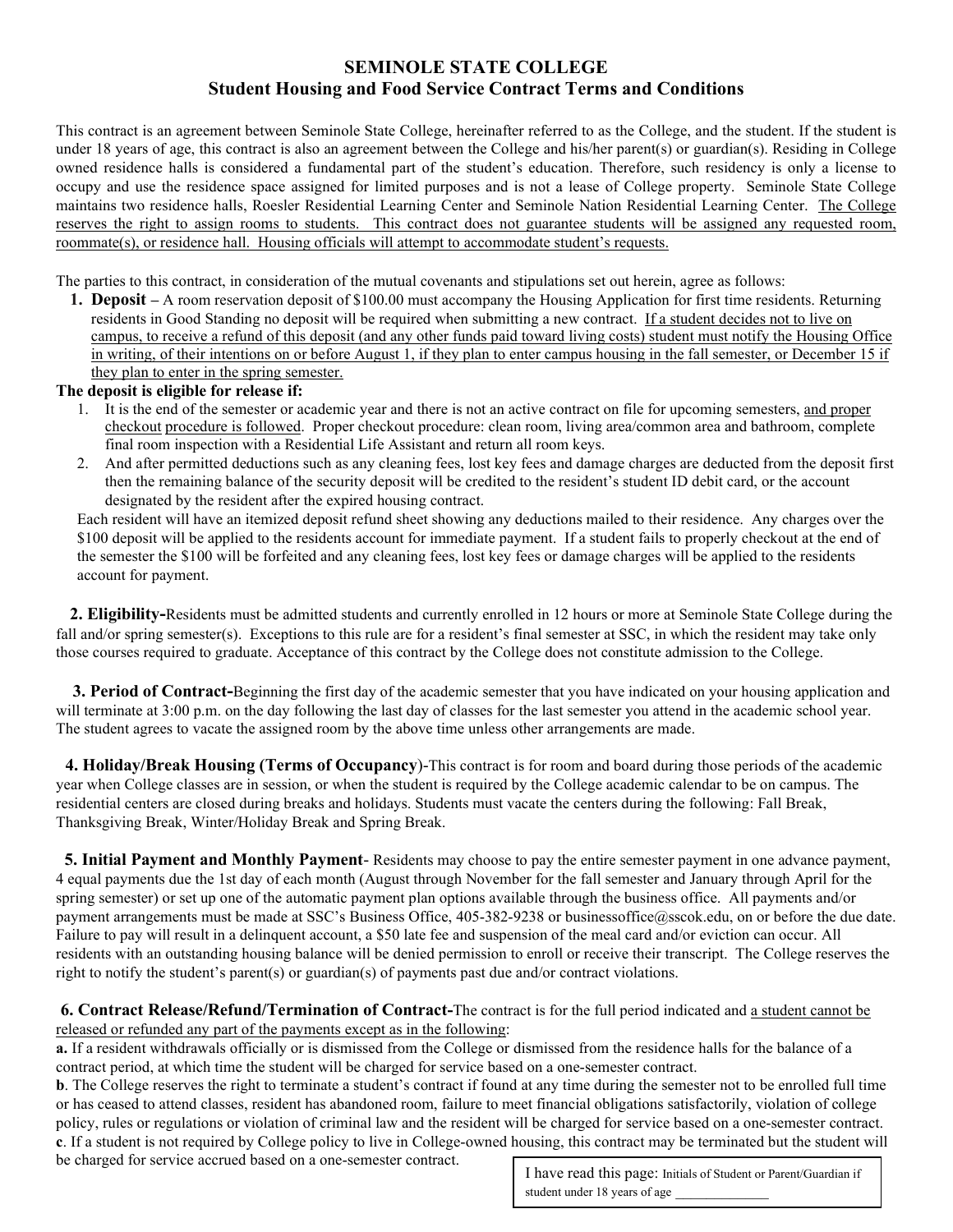# SEMINOLE STATE COLLEGE
## Student Housing and Food Service Contract Terms and Conditions

This contract is an agreement between Seminole State College, hereinafter referred to as the College, and the student. If the student is under 18 years of age, this contract is also an agreement between the College and his/her parent(s) or guardian(s). Residing in College owned residence halls is considered a fundamental part of the student's education. Therefore, such residency is only a license to occupy and use the residence space assigned for limited purposes and is not a lease of College property. Seminole State College maintains two residence halls, Roesler Residential Learning Center and Seminole Nation Residential Learning Center. The College reserves the right to assign rooms to students. This contract does not guarantee students will be assigned any requested room, roommate(s), or residence hall. Housing officials will attempt to accommodate student's requests.

The parties to this contract, in consideration of the mutual covenants and stipulations set out herein, agree as follows:

1. **Deposit –** A room reservation deposit of $100.00 must accompany the Housing Application for first time residents. Returning residents in Good Standing no deposit will be required when submitting a new contract. If a student decides not to live on campus, to receive a refund of this deposit (and any other funds paid toward living costs) student must notify the Housing Office in writing, of their intentions on or before August 1, if they plan to enter campus housing in the fall semester, or December 15 if they plan to enter in the spring semester.

**The deposit is eligible for release if:**

1. It is the end of the semester or academic year and there is not an active contract on file for upcoming semesters, and proper checkout procedure is followed. Proper checkout procedure: clean room, living area/common area and bathroom, complete final room inspection with a Residential Life Assistant and return all room keys.
2. And after permitted deductions such as any cleaning fees, lost key fees and damage charges are deducted from the deposit first then the remaining balance of the security deposit will be credited to the resident's student ID debit card, or the account designated by the resident after the expired housing contract.

Each resident will have an itemized deposit refund sheet showing any deductions mailed to their residence. Any charges over the $100 deposit will be applied to the residents account for immediate payment. If a student fails to properly checkout at the end of the semester the $100 will be forfeited and any cleaning fees, lost key fees or damage charges will be applied to the residents account for payment.

**2. Eligibility-**Residents must be admitted students and currently enrolled in 12 hours or more at Seminole State College during the fall and/or spring semester(s). Exceptions to this rule are for a resident's final semester at SSC, in which the resident may take only those courses required to graduate. Acceptance of this contract by the College does not constitute admission to the College.

**3. Period of Contract-**Beginning the first day of the academic semester that you have indicated on your housing application and will terminate at 3:00 p.m. on the day following the last day of classes for the last semester you attend in the academic school year. The student agrees to vacate the assigned room by the above time unless other arrangements are made.

**4. Holiday/Break Housing (Terms of Occupancy)**-This contract is for room and board during those periods of the academic year when College classes are in session, or when the student is required by the College academic calendar to be on campus. The residential centers are closed during breaks and holidays. Students must vacate the centers during the following: Fall Break, Thanksgiving Break, Winter/Holiday Break and Spring Break.

**5. Initial Payment and Monthly Payment**- Residents may choose to pay the entire semester payment in one advance payment, 4 equal payments due the 1st day of each month (August through November for the fall semester and January through April for the spring semester) or set up one of the automatic payment plan options available through the business office. All payments and/or payment arrangements must be made at SSC's Business Office, 405-382-9238 or businessoffice@sscok.edu, on or before the due date. Failure to pay will result in a delinquent account, a $50 late fee and suspension of the meal card and/or eviction can occur. All residents with an outstanding housing balance will be denied permission to enroll or receive their transcript. The College reserves the right to notify the student's parent(s) or guardian(s) of payments past due and/or contract violations.

**6. Contract Release/Refund/Termination of Contract-**The contract is for the full period indicated and a student cannot be released or refunded any part of the payments except as in the following:

**a.** If a resident withdrawals officially or is dismissed from the College or dismissed from the residence halls for the balance of a contract period, at which time the student will be charged for service based on a one-semester contract.

**b**. The College reserves the right to terminate a student's contract if found at any time during the semester not to be enrolled full time or has ceased to attend classes, resident has abandoned room, failure to meet financial obligations satisfactorily, violation of college policy, rules or regulations or violation of criminal law and the resident will be charged for service based on a one-semester contract.

**c**. If a student is not required by College policy to live in College-owned housing, this contract may be terminated but the student will be charged for service accrued based on a one-semester contract.

I have read this page: Initials of Student or Parent/Guardian if student under 18 years of age _______________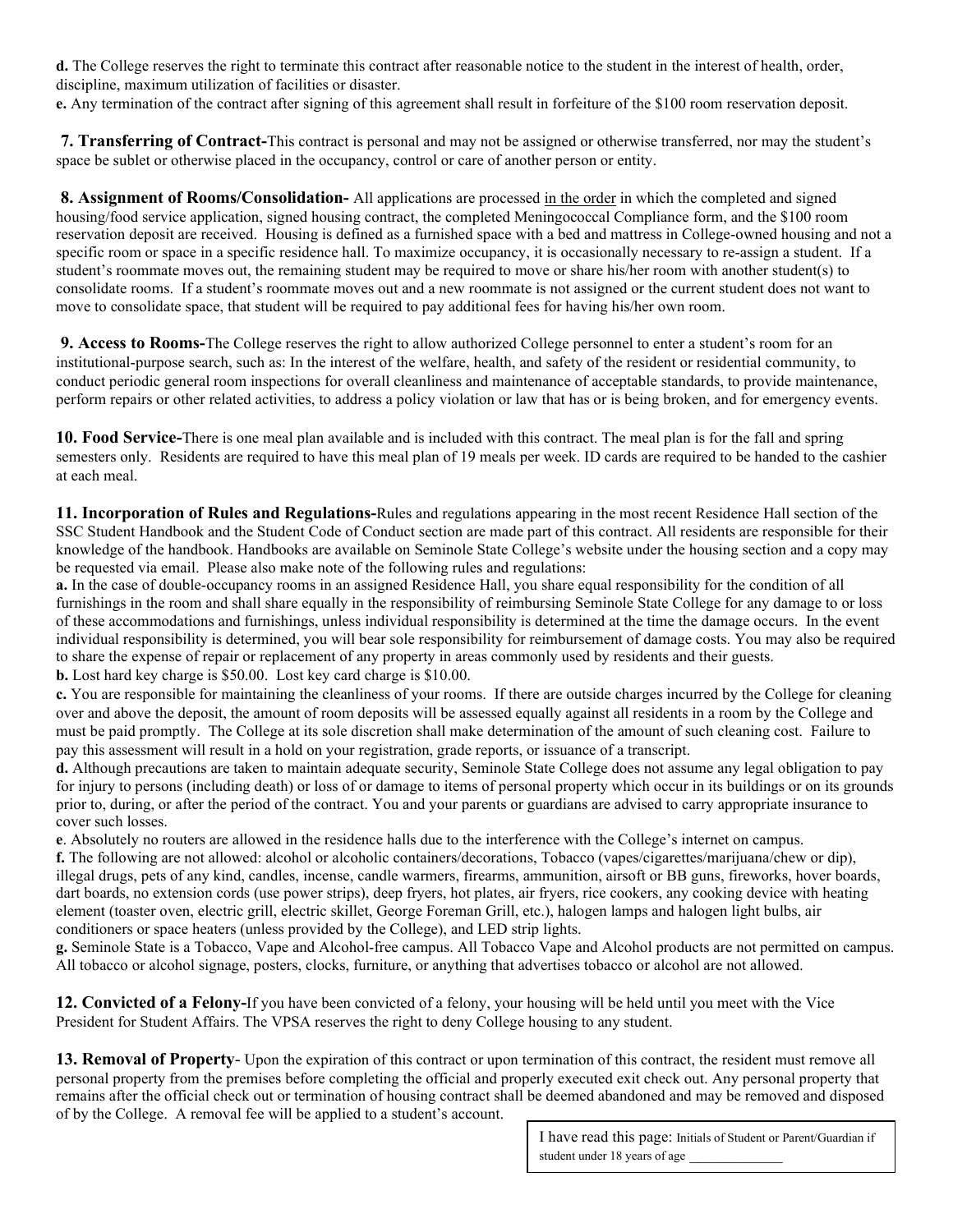**d.** The College reserves the right to terminate this contract after reasonable notice to the student in the interest of health, order, discipline, maximum utilization of facilities or disaster.

**e.** Any termination of the contract after signing of this agreement shall result in forfeiture of the $100 room reservation deposit.

**7. Transferring of Contract-**This contract is personal and may not be assigned or otherwise transferred, nor may the student's space be sublet or otherwise placed in the occupancy, control or care of another person or entity.

**8. Assignment of Rooms/Consolidation-** All applications are processed in the order in which the completed and signed housing/food service application, signed housing contract, the completed Meningococcal Compliance form, and the $100 room reservation deposit are received. Housing is defined as a furnished space with a bed and mattress in College-owned housing and not a specific room or space in a specific residence hall. To maximize occupancy, it is occasionally necessary to re-assign a student. If a student's roommate moves out, the remaining student may be required to move or share his/her room with another student(s) to consolidate rooms. If a student's roommate moves out and a new roommate is not assigned or the current student does not want to move to consolidate space, that student will be required to pay additional fees for having his/her own room.

**9. Access to Rooms-**The College reserves the right to allow authorized College personnel to enter a student's room for an institutional-purpose search, such as: In the interest of the welfare, health, and safety of the resident or residential community, to conduct periodic general room inspections for overall cleanliness and maintenance of acceptable standards, to provide maintenance, perform repairs or other related activities, to address a policy violation or law that has or is being broken, and for emergency events.

**10. Food Service-**There is one meal plan available and is included with this contract. The meal plan is for the fall and spring semesters only. Residents are required to have this meal plan of 19 meals per week. ID cards are required to be handed to the cashier at each meal.

**11. Incorporation of Rules and Regulations-**Rules and regulations appearing in the most recent Residence Hall section of the SSC Student Handbook and the Student Code of Conduct section are made part of this contract. All residents are responsible for their knowledge of the handbook. Handbooks are available on Seminole State College's website under the housing section and a copy may be requested via email. Please also make note of the following rules and regulations:

**a.** In the case of double-occupancy rooms in an assigned Residence Hall, you share equal responsibility for the condition of all furnishings in the room and shall share equally in the responsibility of reimbursing Seminole State College for any damage to or loss of these accommodations and furnishings, unless individual responsibility is determined at the time the damage occurs. In the event individual responsibility is determined, you will bear sole responsibility for reimbursement of damage costs. You may also be required to share the expense of repair or replacement of any property in areas commonly used by residents and their guests.

**b.** Lost hard key charge is $50.00. Lost key card charge is $10.00.

**c.** You are responsible for maintaining the cleanliness of your rooms. If there are outside charges incurred by the College for cleaning over and above the deposit, the amount of room deposits will be assessed equally against all residents in a room by the College and must be paid promptly. The College at its sole discretion shall make determination of the amount of such cleaning cost. Failure to pay this assessment will result in a hold on your registration, grade reports, or issuance of a transcript.

**d.** Although precautions are taken to maintain adequate security, Seminole State College does not assume any legal obligation to pay for injury to persons (including death) or loss of or damage to items of personal property which occur in its buildings or on its grounds prior to, during, or after the period of the contract. You and your parents or guardians are advised to carry appropriate insurance to cover such losses.

**e**. Absolutely no routers are allowed in the residence halls due to the interference with the College's internet on campus.

**f.** The following are not allowed: alcohol or alcoholic containers/decorations, Tobacco (vapes/cigarettes/marijuana/chew or dip), illegal drugs, pets of any kind, candles, incense, candle warmers, firearms, ammunition, airsoft or BB guns, fireworks, hover boards, dart boards, no extension cords (use power strips), deep fryers, hot plates, air fryers, rice cookers, any cooking device with heating element (toaster oven, electric grill, electric skillet, George Foreman Grill, etc.), halogen lamps and halogen light bulbs, air conditioners or space heaters (unless provided by the College), and LED strip lights.

**g.** Seminole State is a Tobacco, Vape and Alcohol-free campus. All Tobacco Vape and Alcohol products are not permitted on campus. All tobacco or alcohol signage, posters, clocks, furniture, or anything that advertises tobacco or alcohol are not allowed.

**12. Convicted of a Felony-**If you have been convicted of a felony, your housing will be held until you meet with the Vice President for Student Affairs. The VPSA reserves the right to deny College housing to any student.

**13. Removal of Property**- Upon the expiration of this contract or upon termination of this contract, the resident must remove all personal property from the premises before completing the official and properly executed exit check out. Any personal property that remains after the official check out or termination of housing contract shall be deemed abandoned and may be removed and disposed of by the College. A removal fee will be applied to a student's account.

I have read this page: Initials of Student or Parent/Guardian if student under 18 years of age _______________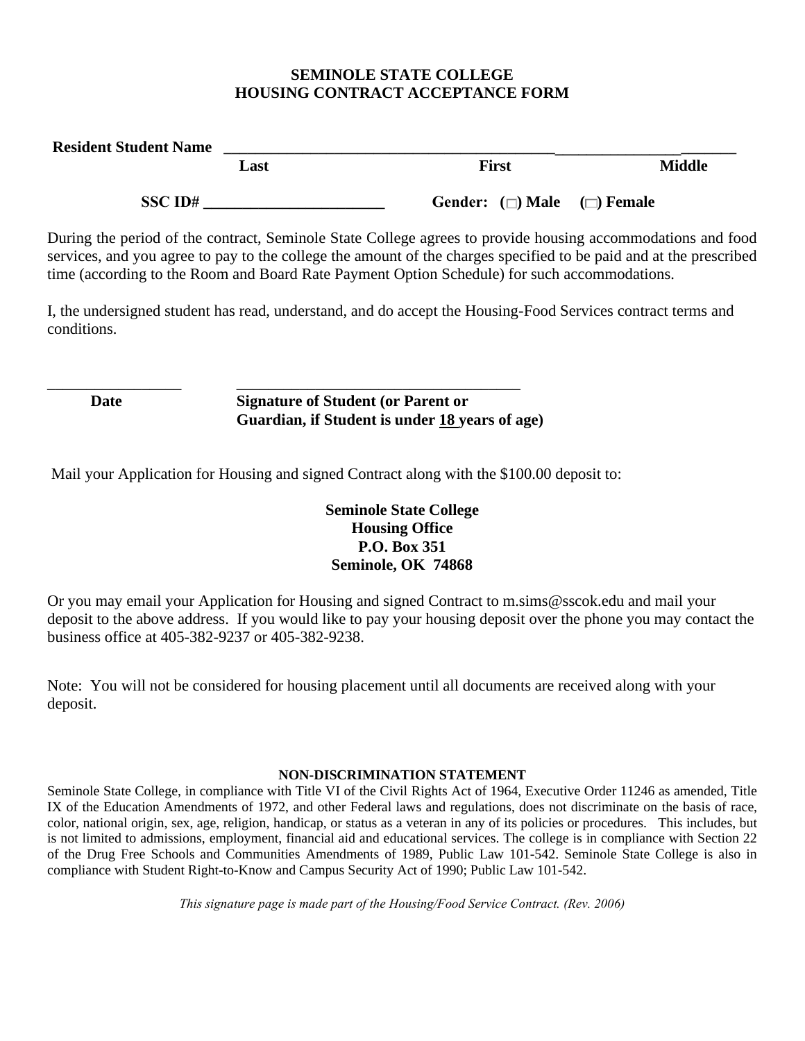# SEMINOLE STATE COLLEGE
# HOUSING CONTRACT ACCEPTANCE FORM

**Resident Student Name** ____________________________________________________________

**Last** **First** **Middle**

**SSC ID#** _______________________ **Gender: (☐) Male (☐) Female**

During the period of the contract, Seminole State College agrees to provide housing accommodations and food services, and you agree to pay to the college the amount of the charges specified to be paid and at the prescribed time (according to the Room and Board Rate Payment Option Schedule) for such accommodations.

I, the undersigned student has read, understand, and do accept the Housing-Food Services contract terms and conditions.

_________________ _____________________________________

**Date** **Signature of Student (or Parent or Guardian, if Student is under 18 years of age)**

Mail your Application for Housing and signed Contract along with the $100.00 deposit to:

**Seminole State College**
**Housing Office**
**P.O. Box 351**
**Seminole, OK 74868**

Or you may email your Application for Housing and signed Contract to m.sims@sscok.edu and mail your deposit to the above address. If you would like to pay your housing deposit over the phone you may contact the business office at 405-382-9237 or 405-382-9238.

Note: You will not be considered for housing placement until all documents are received along with your deposit.

**NON-DISCRIMINATION STATEMENT**

Seminole State College, in compliance with Title VI of the Civil Rights Act of 1964, Executive Order 11246 as amended, Title IX of the Education Amendments of 1972, and other Federal laws and regulations, does not discriminate on the basis of race, color, national origin, sex, age, religion, handicap, or status as a veteran in any of its policies or procedures. This includes, but is not limited to admissions, employment, financial aid and educational services. The college is in compliance with Section 22 of the Drug Free Schools and Communities Amendments of 1989, Public Law 101-542. Seminole State College is also in compliance with Student Right-to-Know and Campus Security Act of 1990; Public Law 101-542.

*This signature page is made part of the Housing/Food Service Contract. (Rev. 2006)*